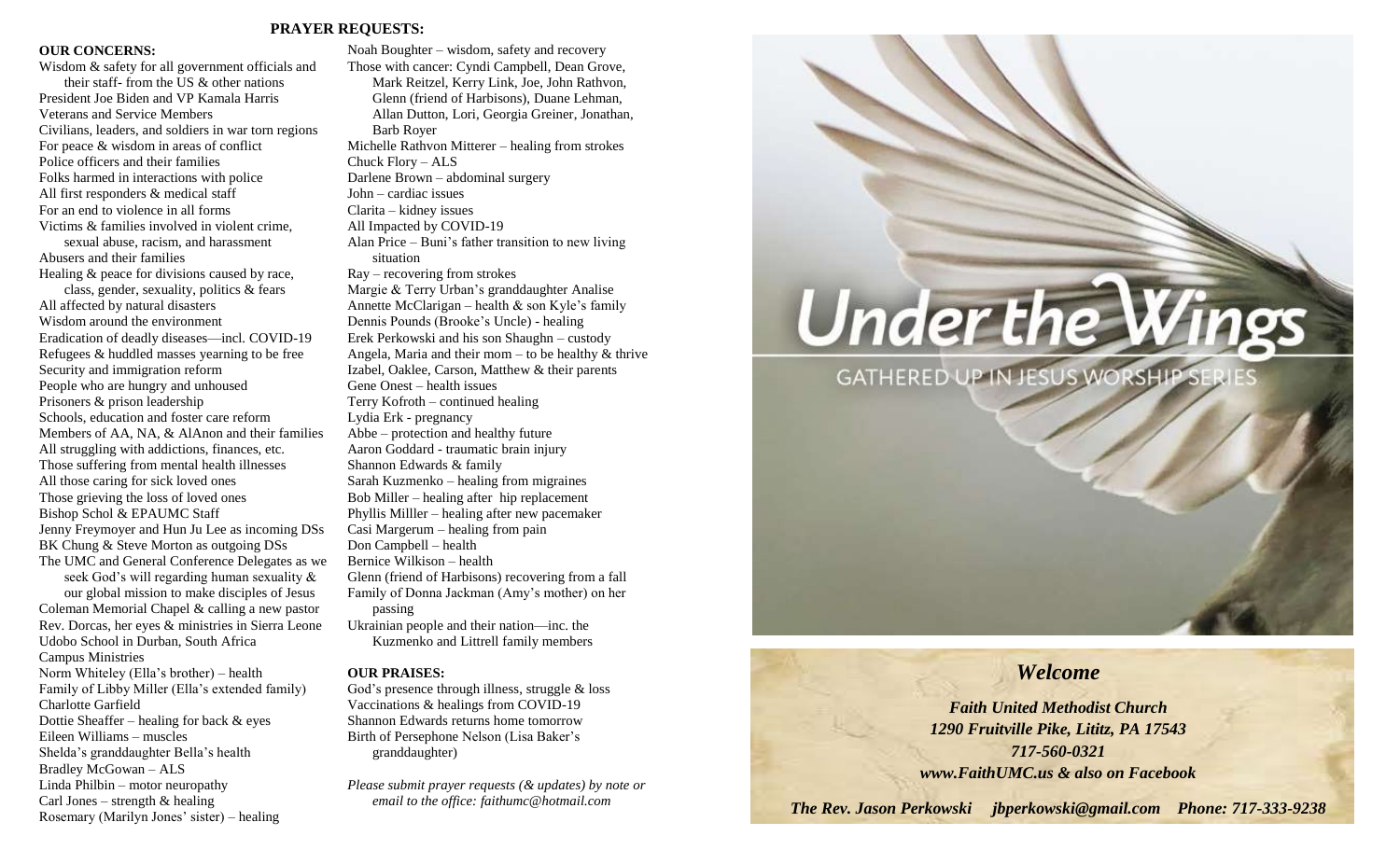## PRAYER REQUESTS:

**OUR CONCERNS:**

Wisdom & safety for all government officials and their staff- from the US & other nations
President Joe Biden and VP Kamala Harris
Veterans and Service Members
Civilians, leaders, and soldiers in war torn regions
For peace & wisdom in areas of conflict
Police officers and their families
Folks harmed in interactions with police
All first responders & medical staff
For an end to violence in all forms
Victims & families involved in violent crime, sexual abuse, racism, and harassment
Abusers and their families
Healing & peace for divisions caused by race, class, gender, sexuality, politics & fears
All affected by natural disasters
Wisdom around the environment
Eradication of deadly diseases—incl. COVID-19
Refugees & huddled masses yearning to be free
Security and immigration reform
People who are hungry and unhoused
Prisoners & prison leadership
Schools, education and foster care reform
Members of AA, NA, & AlAnon and their families
All struggling with addictions, finances, etc.
Those suffering from mental health illnesses
All those caring for sick loved ones
Those grieving the loss of loved ones
Bishop Schol & EPAUMC Staff
Jenny Freymoyer and Hun Ju Lee as incoming DSs
BK Chung & Steve Morton as outgoing DSs
The UMC and General Conference Delegates as we seek God's will regarding human sexuality & our global mission to make disciples of Jesus
Coleman Memorial Chapel & calling a new pastor
Rev. Dorcas, her eyes & ministries in Sierra Leone
Udobo School in Durban, South Africa
Campus Ministries
Norm Whiteley (Ella's brother) – health
Family of Libby Miller (Ella's extended family)
Charlotte Garfield
Dottie Sheaffer – healing for back & eyes
Eileen Williams – muscles
Shelda's granddaughter Bella's health
Bradley McGowan – ALS
Linda Philbin – motor neuropathy
Carl Jones – strength & healing
Rosemary (Marilyn Jones' sister) – healing
Noah Boughter – wisdom, safety and recovery
Those with cancer: Cyndi Campbell, Dean Grove, Mark Reitzel, Kerry Link, Joe, John Rathvon, Glenn (friend of Harbisons), Duane Lehman, Allan Dutton, Lori, Georgia Greiner, Jonathan, Barb Royer
Michelle Rathvon Mitterer – healing from strokes
Chuck Flory – ALS
Darlene Brown – abdominal surgery
John – cardiac issues
Clarita – kidney issues
All Impacted by COVID-19
Alan Price – Buni's father transition to new living situation
Ray – recovering from strokes
Margie & Terry Urban's granddaughter Analise
Annette McClarigan – health & son Kyle's family
Dennis Pounds (Brooke's Uncle) - healing
Erek Perkowski and his son Shaughn – custody
Angela, Maria and their mom – to be healthy & thrive
Izabel, Oaklee, Carson, Matthew & their parents
Gene Onest – health issues
Terry Kofroth – continued healing
Lydia Erk - pregnancy
Abbe – protection and healthy future
Aaron Goddard - traumatic brain injury
Shannon Edwards & family
Sarah Kuzmenko – healing from migraines
Bob Miller – healing after hip replacement
Phyllis Milller – healing after new pacemaker
Casi Margerum – healing from pain
Don Campbell – health
Bernice Wilkison – health
Glenn (friend of Harbisons) recovering from a fall
Family of Donna Jackman (Amy's mother) on her passing
Ukrainian people and their nation—inc. the Kuzmenko and Littrell family members

**OUR PRAISES:**

God's presence through illness, struggle & loss
Vaccinations & healings from COVID-19
Shannon Edwards returns home tomorrow
Birth of Persephone Nelson (Lisa Baker's granddaughter)

*Please submit prayer requests (& updates) by note or email to the office: faithumc@hotmail.com*

# Under the Wings

GATHERED UP IN JESUS WORSHIP SERIES

## *Welcome*

***Faith United Methodist Church***
***1290 Fruitville Pike, Lititz, PA 17543***
***717-560-0321***
***www.FaithUMC.us & also on Facebook***

***The Rev. Jason Perkowski   jbperkowski@gmail.com   Phone: 717-333-9238***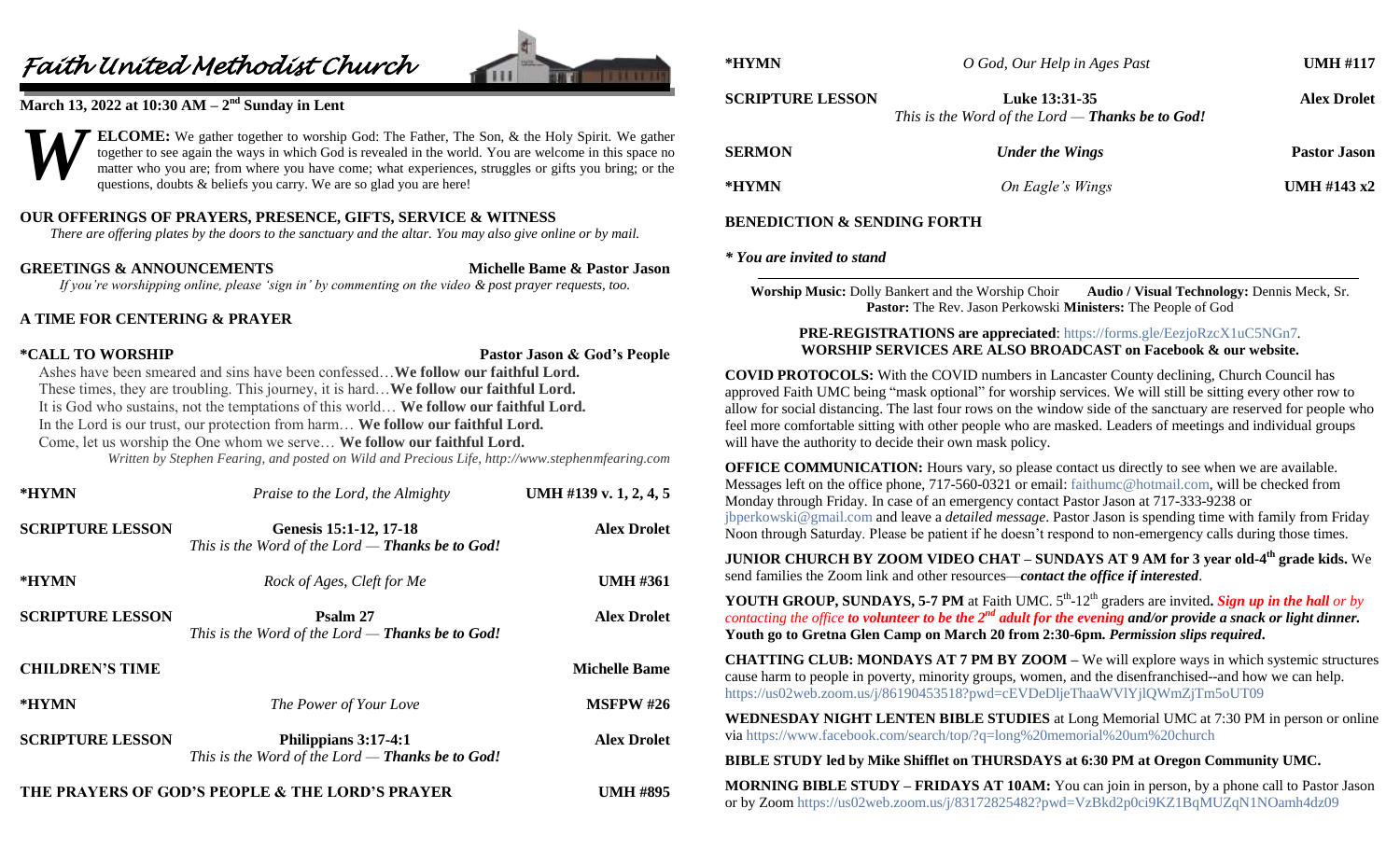# Faith United Methodist Church

**March 13, 2022 at 10:30 AM – 2nd Sunday in Lent**

**WELCOME:** We gather together to worship God: The Father, The Son, & the Holy Spirit. We gather together to see again the ways in which God is revealed in the world. You are welcome in this space no matter who you are; from where you have come; what experiences, struggles or gifts you bring; or the questions, doubts & beliefs you carry. We are so glad you are here!

**OUR OFFERINGS OF PRAYERS, PRESENCE, GIFTS, SERVICE & WITNESS**

*There are offering plates by the doors to the sanctuary and the altar. You may also give online or by mail.*

**GREETINGS & ANNOUNCEMENTS** — **Michelle Bame & Pastor Jason**

*If you're worshipping online, please 'sign in' by commenting on the video & post prayer requests, too.*

**A TIME FOR CENTERING & PRAYER**

**\*CALL TO WORSHIP** — **Pastor Jason & God's People**

Ashes have been smeared and sins have been confessed…**We follow our faithful Lord.**
These times, they are troubling. This journey, it is hard…**We follow our faithful Lord.**
It is God who sustains, not the temptations of this world… **We follow our faithful Lord.**
In the Lord is our trust, our protection from harm… **We follow our faithful Lord.**
Come, let us worship the One whom we serve… **We follow our faithful Lord.**

*Written by Stephen Fearing, and posted on Wild and Precious Life, http://www.stephenmfearing.com*

| | | |
|---|---|---|
| **\*HYMN** | *Praise to the Lord, the Almighty* | **UMH #139 v. 1, 2, 4, 5** |
| **SCRIPTURE LESSON** | **Genesis 15:1-12, 17-18** *This is the Word of the Lord — **Thanks be to God!*** | **Alex Drolet** |
| **\*HYMN** | *Rock of Ages, Cleft for Me* | **UMH #361** |
| **SCRIPTURE LESSON** | **Psalm 27** *This is the Word of the Lord — **Thanks be to God!*** | **Alex Drolet** |
| **CHILDREN'S TIME** | | **Michelle Bame** |
| **\*HYMN** | *The Power of Your Love* | **MSFPW #26** |
| **SCRIPTURE LESSON** | **Philippians 3:17-4:1** *This is the Word of the Lord — **Thanks be to God!*** | **Alex Drolet** |
| **THE PRAYERS OF GOD'S PEOPLE & THE LORD'S PRAYER** | | **UMH #895** |
| **\*HYMN** | *O God, Our Help in Ages Past* | **UMH #117** |
| **SCRIPTURE LESSON** | **Luke 13:31-35** *This is the Word of the Lord — **Thanks be to God!*** | **Alex Drolet** |
| **SERMON** | ***Under the Wings*** | **Pastor Jason** |
| **\*HYMN** | *On Eagle's Wings* | **UMH #143 x2** |

**BENEDICTION & SENDING FORTH**

***\* You are invited to stand***

**Worship Music:** Dolly Bankert and the Worship Choir **Audio / Visual Technology:** Dennis Meck, Sr.
**Pastor:** The Rev. Jason Perkowski **Ministers:** The People of God

**PRE-REGISTRATIONS are appreciated**: https://forms.gle/EezjoRzcX1uC5NGn7.
**WORSHIP SERVICES ARE ALSO BROADCAST on Facebook & our website.**

**COVID PROTOCOLS:** With the COVID numbers in Lancaster County declining, Church Council has approved Faith UMC being "mask optional" for worship services. We will still be sitting every other row to allow for social distancing. The last four rows on the window side of the sanctuary are reserved for people who feel more comfortable sitting with other people who are masked. Leaders of meetings and individual groups will have the authority to decide their own mask policy.

**OFFICE COMMUNICATION:** Hours vary, so please contact us directly to see when we are available. Messages left on the office phone, 717-560-0321 or email: faithumc@hotmail.com, will be checked from Monday through Friday. In case of an emergency contact Pastor Jason at 717-333-9238 or jbperkowski@gmail.com and leave a *detailed message*. Pastor Jason is spending time with family from Friday Noon through Saturday. Please be patient if he doesn't respond to non-emergency calls during those times.

**JUNIOR CHURCH BY ZOOM VIDEO CHAT – SUNDAYS AT 9 AM for 3 year old-4th grade kids.** We send families the Zoom link and other resources—***contact the office if interested***.

**YOUTH GROUP, SUNDAYS, 5-7 PM** at Faith UMC. 5th-12th graders are invited**.** ***Sign up in the hall*** *or by contacting the office* ***to volunteer to be the 2nd adult for the evening and/or provide a snack or light dinner.*** **Youth go to Gretna Glen Camp on March 20 from 2:30-6pm.** ***Permission slips required*.**

**CHATTING CLUB: MONDAYS AT 7 PM BY ZOOM –** We will explore ways in which systemic structures cause harm to people in poverty, minority groups, women, and the disenfranchised--and how we can help. https://us02web.zoom.us/j/86190453518?pwd=cEVDeDljeThaaWVlYjlQWmZjTm5oUT09

**WEDNESDAY NIGHT LENTEN BIBLE STUDIES** at Long Memorial UMC at 7:30 PM in person or online via https://www.facebook.com/search/top/?q=long%20memorial%20um%20church

**BIBLE STUDY led by Mike Shifflet on THURSDAYS AT 6:30 PM at Oregon Community UMC.**

**MORNING BIBLE STUDY – FRIDAYS AT 10AM:** You can join in person, by a phone call to Pastor Jason or by Zoom https://us02web.zoom.us/j/83172825482?pwd=VzBkd2p0ci9KZ1BqMUZqN1NOamh4dz09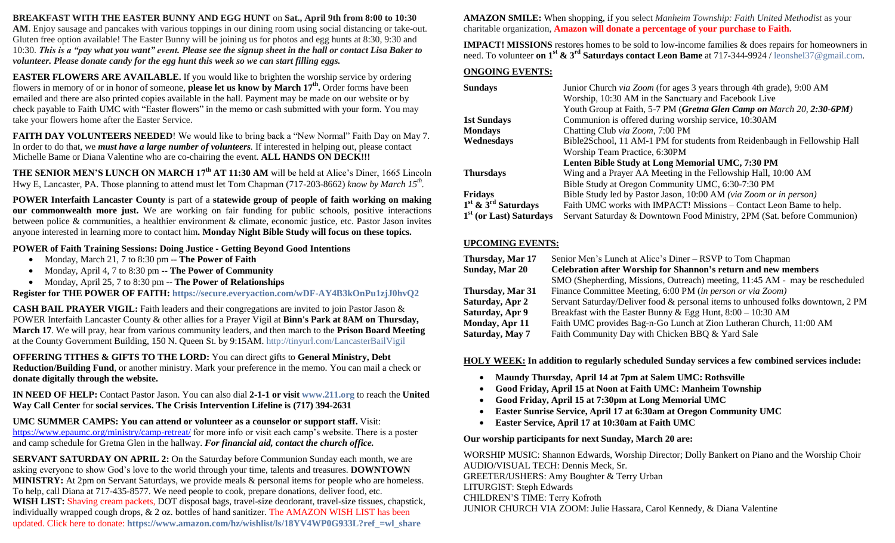**BREAKFAST WITH THE EASTER BUNNY AND EGG HUNT** on **Sat., April 9th from 8:00 to 10:30 AM**. Enjoy sausage and pancakes with various toppings in our dining room using social distancing or take-out. Gluten free option available! The Easter Bunny will be joining us for photos and egg hunts at 8:30, 9:30 and 10:30. ***This is a "pay what you want" event. Please see the signup sheet in the hall or contact Lisa Baker to volunteer. Please donate candy for the egg hunt this week so we can start filling eggs.***

**EASTER FLOWERS ARE AVAILABLE.** If you would like to brighten the worship service by ordering flowers in memory of or in honor of someone, **please let us know by March 17th.** Order forms have been emailed and there are also printed copies available in the hall. Payment may be made on our website or by check payable to Faith UMC with "Easter flowers" in the memo or cash submitted with your form. You may take your flowers home after the Easter Service.

**FAITH DAY VOLUNTEERS NEEDED**! We would like to bring back a "New Normal" Faith Day on May 7. In order to do that, we ***must have a large number of volunteers***. If interested in helping out, please contact Michelle Bame or Diana Valentine who are co-chairing the event. **ALL HANDS ON DECK!!!**

**THE SENIOR MEN'S LUNCH ON MARCH 17th AT 11:30 AM** will be held at Alice's Diner, 1665 Lincoln Hwy E, Lancaster, PA. Those planning to attend must let Tom Chapman (717-203-8662) *know by March 15th*.

**POWER Interfaith Lancaster County** is part of a **statewide group of people of faith working on making our commonwealth more just.** We are working on fair funding for public schools, positive interactions between police & communities, a healthier environment & climate, economic justice, etc. Pastor Jason invites anyone interested in learning more to contact him**. Monday Night Bible Study will focus on these topics.**

**POWER of Faith Training Sessions: Doing Justice - Getting Beyond Good Intentions**

- Monday, March 21, 7 to 8:30 pm -- **The Power of Faith**
- Monday, April 4, 7 to 8:30 pm -- **The Power of Community**
- Monday, April 25, 7 to 8:30 pm -- **The Power of Relationships**

**Register for THE POWER OF FAITH: https://secure.everyaction.com/wDF-AY4B3kOnPu1zjJ0hvQ2**

**CASH BAIL PRAYER VIGIL:** Faith leaders and their congregations are invited to join Pastor Jason & POWER Interfaith Lancaster County & other allies for a Prayer Vigil at **Binn's Park at 8AM on Thursday, March 17**. We will pray, hear from various community leaders, and then march to the **Prison Board Meeting** at the County Government Building, 150 N. Queen St. by 9:15AM. http://tinyurl.com/LancasterBailVigil

**OFFERING TITHES & GIFTS TO THE LORD:** You can direct gifts to **General Ministry, Debt Reduction/Building Fund**, or another ministry. Mark your preference in the memo. You can mail a check or **donate digitally through the website.**

**IN NEED OF HELP:** Contact Pastor Jason. You can also dial **2-1-1 or visit www.211.org** to reach the **United Way Call Center** for **social services. The Crisis Intervention Lifeline is (717) 394-2631**

**UMC SUMMER CAMPS: You can attend or volunteer as a counselor or support staff.** Visit: https://www.epaumc.org/ministry/camp-retreat/ for more info or visit each camp's website. There is a poster and camp schedule for Gretna Glen in the hallway. ***For financial aid, contact the church office.***

**SERVANT SATURDAY ON APRIL 2:** On the Saturday before Communion Sunday each month, we are asking everyone to show God's love to the world through your time, talents and treasures. **DOWNTOWN MINISTRY:** At 2pm on Servant Saturdays, we provide meals & personal items for people who are homeless. To help, call Diana at 717-435-8577. We need people to cook, prepare donations, deliver food, etc.
**WISH LIST:** Shaving cream packets, DOT disposal bags, travel-size deodorant, travel-size tissues, chapstick, individually wrapped cough drops, & 2 oz. bottles of hand sanitizer. The AMAZON WISH LIST has been updated. Click here to donate: **https://www.amazon.com/hz/wishlist/ls/18YV4WP0G933L?ref_=wl_share**

**AMAZON SMILE:** When shopping, if you select *Manheim Township: Faith United Methodist* as your charitable organization, **Amazon will donate a percentage of your purchase to Faith.**

**IMPACT! MISSIONS** restores homes to be sold to low-income families & does repairs for homeowners in need. To volunteer **on 1st & 3rd Saturdays contact Leon Bame** at 717-344-9924 / leonshel37@gmail.com.

**ONGOING EVENTS:**

| | |
|---|---|
| **Sundays** | Junior Church *via Zoom* (for ages 3 years through 4th grade), 9:00 AM |
| | Worship, 10:30 AM in the Sanctuary and Facebook Live |
| | Youth Group at Faith, 5-7 PM (***Gretna Glen Camp on*** *March 20,* ***2:30-6PM)*** |
| **1st Sundays** | Communion is offered during worship service, 10:30AM |
| **Mondays** | Chatting Club *via Zoom*, 7:00 PM |
| **Wednesdays** | Bible2School, 11 AM-1 PM for students from Reidenbaugh in Fellowship Hall |
| | Worship Team Practice, 6:30PM |
| | **Lenten Bible Study at Long Memorial UMC, 7:30 PM** |
| **Thursdays** | Wing and a Prayer AA Meeting in the Fellowship Hall, 10:00 AM |
| | Bible Study at Oregon Community UMC, 6:30-7:30 PM |
| **Fridays** | Bible Study led by Pastor Jason, 10:00 AM *(via Zoom or in person)* |
| **1st & 3rd Saturdays** | Faith UMC works with IMPACT! Missions – Contact Leon Bame to help. |
| **1st (or Last) Saturdays** | Servant Saturday & Downtown Food Ministry, 2PM (Sat. before Communion) |

**UPCOMING EVENTS:**

| | |
|---|---|
| **Thursday, Mar 17** | Senior Men's Lunch at Alice's Diner – RSVP to Tom Chapman |
| **Sunday, Mar 20** | **Celebration after Worship for Shannon's return and new members** |
| | SMO (Shepherding, Missions, Outreach) meeting, 11:45 AM - may be rescheduled |
| **Thursday, Mar 31** | Finance Committee Meeting, 6:00 PM (*in person or via Zoom)* |
| **Saturday, Apr 2** | Servant Saturday/Deliver food & personal items to unhoused folks downtown, 2 PM |
| **Saturday, Apr 9** | Breakfast with the Easter Bunny & Egg Hunt, 8:00 – 10:30 AM |
| **Monday, Apr 11** | Faith UMC provides Bag-n-Go Lunch at Zion Lutheran Church, 11:00 AM |
| **Saturday, May 7** | Faith Community Day with Chicken BBQ & Yard Sale |

**HOLY WEEK: In addition to regularly scheduled Sunday services a few combined services include:**

- **Maundy Thursday, April 14 at 7pm at Salem UMC: Rothsville**
- **Good Friday, April 15 at Noon at Faith UMC: Manheim Township**
- **Good Friday, April 15 at 7:30pm at Long Memorial UMC**
- **Easter Sunrise Service, April 17 at 6:30am at Oregon Community UMC**
- **Easter Service, April 17 at 10:30am at Faith UMC**

**Our worship participants for next Sunday, March 20 are:**

WORSHIP MUSIC: Shannon Edwards, Worship Director; Dolly Bankert on Piano and the Worship Choir
AUDIO/VISUAL TECH: Dennis Meck, Sr.
GREETER/USHERS: Amy Boughter & Terry Urban
LITURGIST: Steph Edwards
CHILDREN'S TIME: Terry Kofroth
JUNIOR CHURCH VIA ZOOM: Julie Hassara, Carol Kennedy, & Diana Valentine